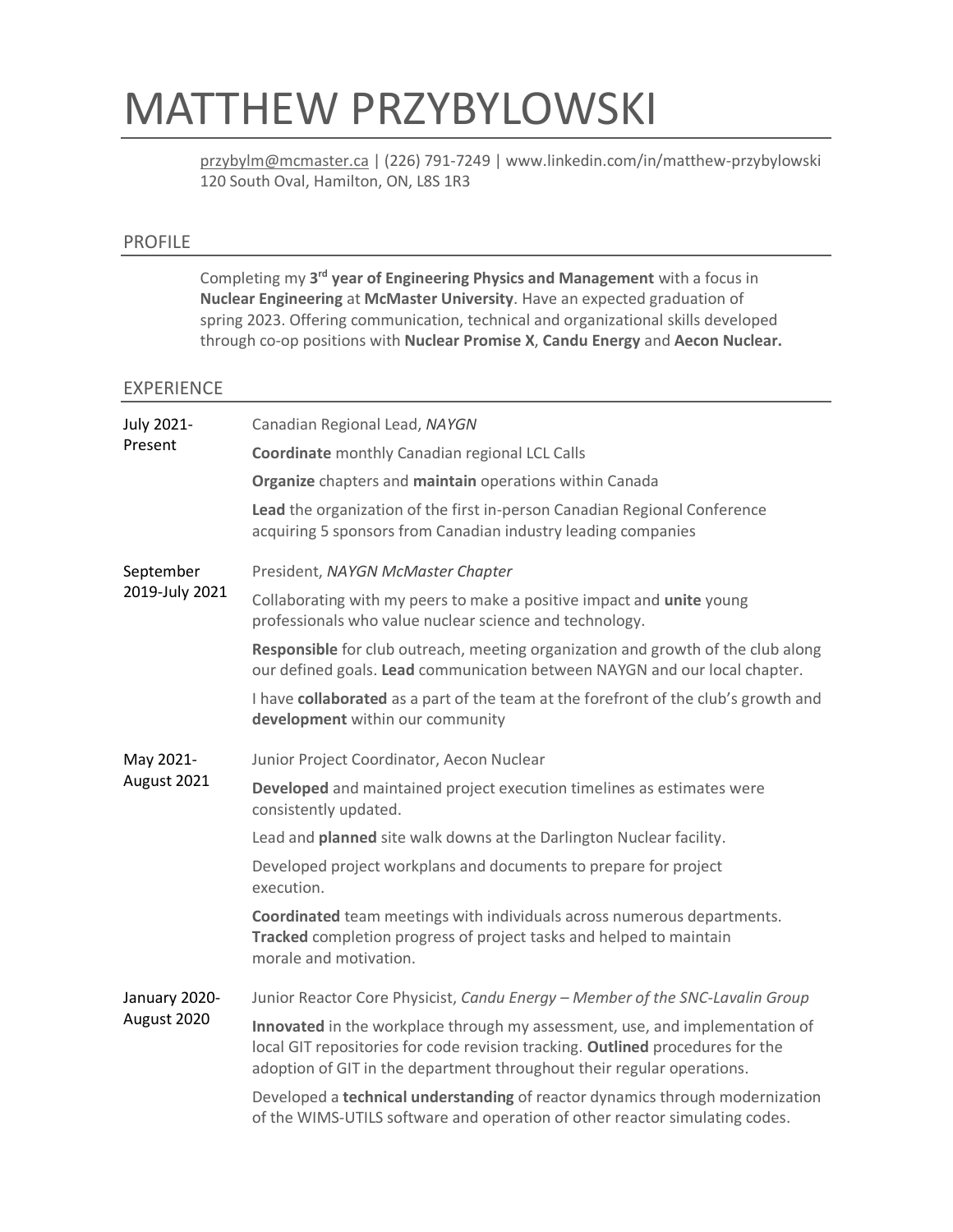# MATTHEW PRZYBYLOWSKI

przybylm@mcmaster.ca | (226) 791-7249 | www.linkedin.com/in/matthew-przybylowski
120 South Oval, Hamilton, ON, L8S 1R3

## PROFILE

Completing my **3rd year of Engineering Physics and Management** with a focus in **Nuclear Engineering** at **McMaster University**. Have an expected graduation of spring 2023. Offering communication, technical and organizational skills developed through co-op positions with **Nuclear Promise X**, **Candu Energy** and **Aecon Nuclear.**

## EXPERIENCE

**July 2021-Present** — Canadian Regional Lead, *NAYGN*

**Coordinate** monthly Canadian regional LCL Calls

**Organize** chapters and **maintain** operations within Canada

**Lead** the organization of the first in-person Canadian Regional Conference acquiring 5 sponsors from Canadian industry leading companies

**September 2019-July 2021** — President, *NAYGN McMaster Chapter*

Collaborating with my peers to make a positive impact and **unite** young professionals who value nuclear science and technology.

**Responsible** for club outreach, meeting organization and growth of the club along our defined goals. **Lead** communication between NAYGN and our local chapter.

I have **collaborated** as a part of the team at the forefront of the club's growth and **development** within our community

**May 2021-August 2021** — Junior Project Coordinator, Aecon Nuclear

**Developed** and maintained project execution timelines as estimates were consistently updated.

Lead and **planned** site walk downs at the Darlington Nuclear facility.

Developed project workplans and documents to prepare for project execution.

**Coordinated** team meetings with individuals across numerous departments. **Tracked** completion progress of project tasks and helped to maintain morale and motivation.

**January 2020-August 2020** — Junior Reactor Core Physicist, *Candu Energy – Member of the SNC-Lavalin Group*

**Innovated** in the workplace through my assessment, use, and implementation of local GIT repositories for code revision tracking. **Outlined** procedures for the adoption of GIT in the department throughout their regular operations.

Developed a **technical understanding** of reactor dynamics through modernization of the WIMS-UTILS software and operation of other reactor simulating codes.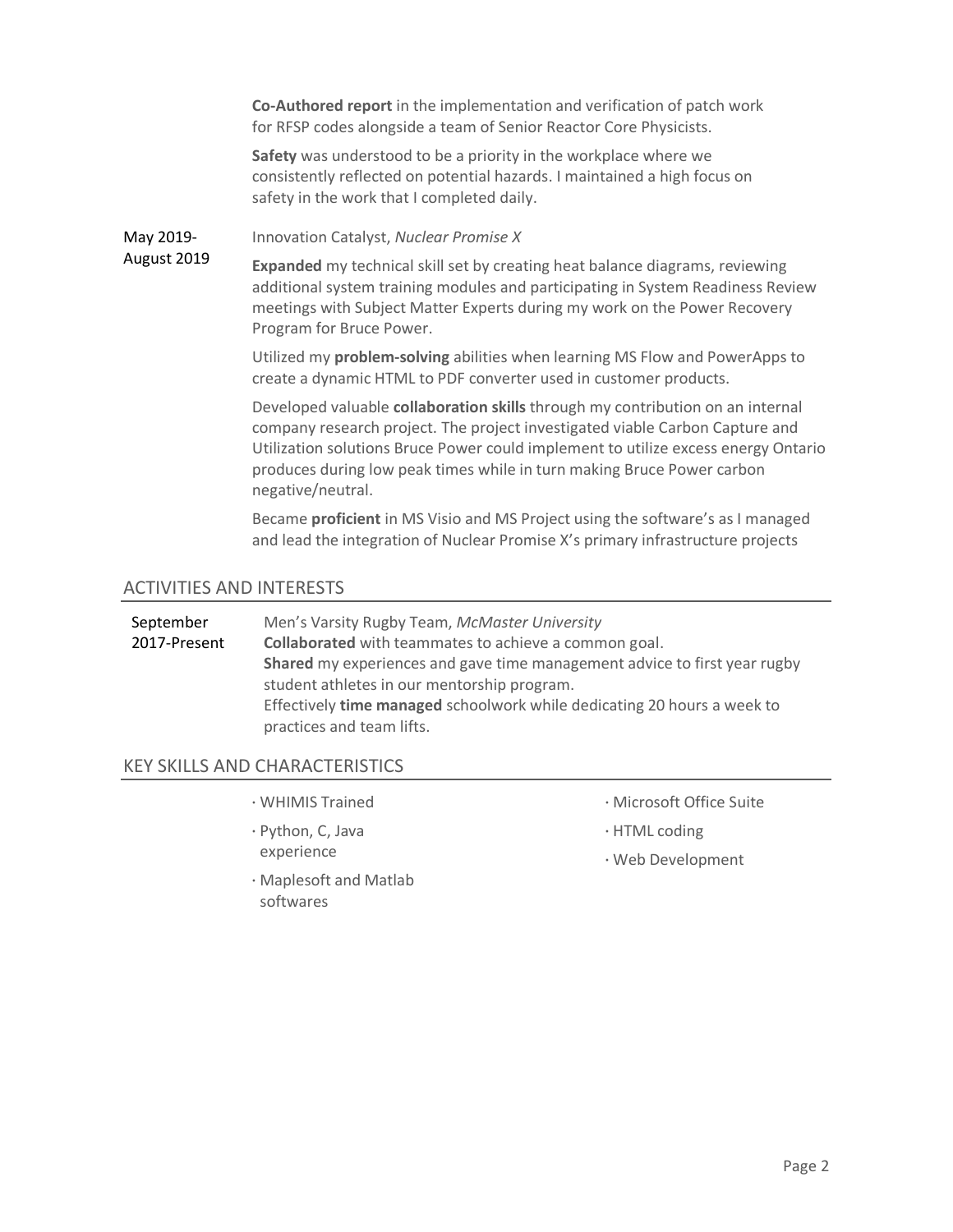**Co-Authored report** in the implementation and verification of patch work for RFSP codes alongside a team of Senior Reactor Core Physicists.

**Safety** was understood to be a priority in the workplace where we consistently reflected on potential hazards. I maintained a high focus on safety in the work that I completed daily.

May 2019- August 2019 — Innovation Catalyst, *Nuclear Promise X*

**Expanded** my technical skill set by creating heat balance diagrams, reviewing additional system training modules and participating in System Readiness Review meetings with Subject Matter Experts during my work on the Power Recovery Program for Bruce Power.

Utilized my **problem-solving** abilities when learning MS Flow and PowerApps to create a dynamic HTML to PDF converter used in customer products.

Developed valuable **collaboration skills** through my contribution on an internal company research project. The project investigated viable Carbon Capture and Utilization solutions Bruce Power could implement to utilize excess energy Ontario produces during low peak times while in turn making Bruce Power carbon negative/neutral.

Became **proficient** in MS Visio and MS Project using the software's as I managed and lead the integration of Nuclear Promise X's primary infrastructure projects

## ACTIVITIES AND INTERESTS

September 2017-Present — Men's Varsity Rugby Team, *McMaster University*

**Collaborated** with teammates to achieve a common goal.
**Shared** my experiences and gave time management advice to first year rugby student athletes in our mentorship program.
Effectively **time managed** schoolwork while dedicating 20 hours a week to practices and team lifts.

## KEY SKILLS AND CHARACTERISTICS

- WHIMIS Trained
- Python, C, Java experience
- Maplesoft and Matlab softwares
- Microsoft Office Suite
- HTML coding
- Web Development